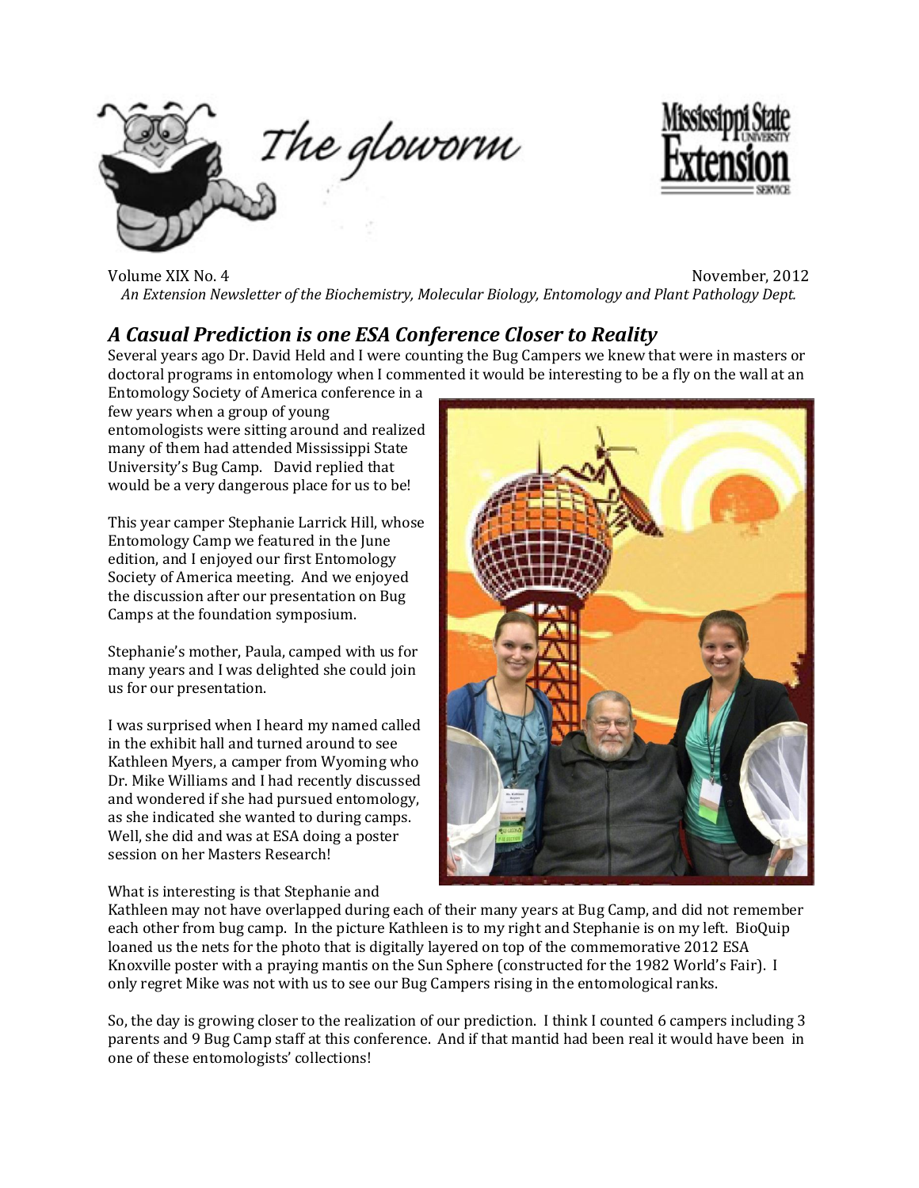# The gloworm

Volume XIX No. 4 November, 2012

*An Extension Newsletter of the Biochemistry, Molecular Biology, Entomology and Plant Pathology Dept.*

## *A Casual Prediction is one ESA Conference Closer to Reality*

Several years ago Dr. David Held and I were counting the Bug Campers we knew that were in masters or doctoral programs in entomology when I commented it would be interesting to be a fly on the wall at an Entomology Society of America conference in a few years when a group of young entomologists were sitting around and realized many of them had attended Mississippi State University's Bug Camp. David replied that would be a very dangerous place for us to be!

This year camper Stephanie Larrick Hill, whose Entomology Camp we featured in the June edition, and I enjoyed our first Entomology Society of America meeting. And we enjoyed the discussion after our presentation on Bug Camps at the foundation symposium.

Stephanie's mother, Paula, camped with us for many years and I was delighted she could join us for our presentation.

I was surprised when I heard my named called in the exhibit hall and turned around to see Kathleen Myers, a camper from Wyoming who Dr. Mike Williams and I had recently discussed and wondered if she had pursued entomology, as she indicated she wanted to during camps. Well, she did and was at ESA doing a poster session on her Masters Research!

What is interesting is that Stephanie and Kathleen may not have overlapped during each of their many years at Bug Camp, and did not remember each other from bug camp. In the picture Kathleen is to my right and Stephanie is on my left. BioQuip loaned us the nets for the photo that is digitally layered on top of the commemorative 2012 ESA Knoxville poster with a praying mantis on the Sun Sphere (constructed for the 1982 World's Fair). I only regret Mike was not with us to see our Bug Campers rising in the entomological ranks.

So, the day is growing closer to the realization of our prediction. I think I counted 6 campers including 3 parents and 9 Bug Camp staff at this conference. And if that mantid had been real it would have been in one of these entomologists' collections!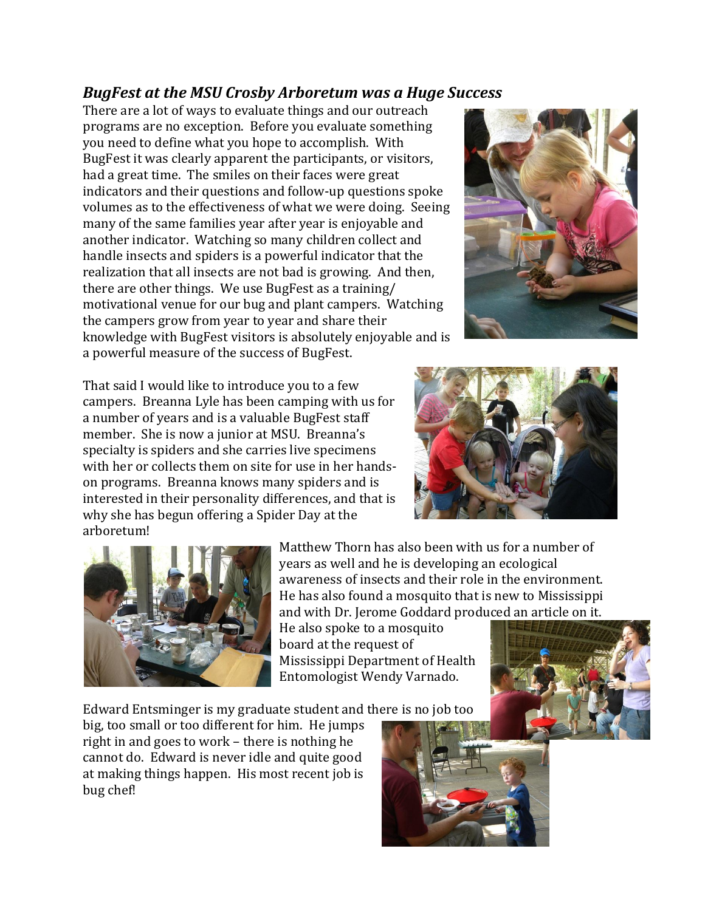## *BugFest at the MSU Crosby Arboretum was a Huge Success*

There are a lot of ways to evaluate things and our outreach programs are no exception. Before you evaluate something you need to define what you hope to accomplish. With BugFest it was clearly apparent the participants, or visitors, had a great time. The smiles on their faces were great indicators and their questions and follow-up questions spoke volumes as to the effectiveness of what we were doing. Seeing many of the same families year after year is enjoyable and another indicator. Watching so many children collect and handle insects and spiders is a powerful indicator that the realization that all insects are not bad is growing. And then, there are other things. We use BugFest as a training/ motivational venue for our bug and plant campers. Watching the campers grow from year to year and share their knowledge with BugFest visitors is absolutely enjoyable and is a powerful measure of the success of BugFest.

That said I would like to introduce you to a few campers. Breanna Lyle has been camping with us for a number of years and is a valuable BugFest staff member. She is now a junior at MSU. Breanna's specialty is spiders and she carries live specimens with her or collects them on site for use in her hands-on programs. Breanna knows many spiders and is interested in their personality differences, and that is why she has begun offering a Spider Day at the arboretum!

Matthew Thorn has also been with us for a number of years as well and he is developing an ecological awareness of insects and their role in the environment. He has also found a mosquito that is new to Mississippi and with Dr. Jerome Goddard produced an article on it. He also spoke to a mosquito board at the request of Mississippi Department of Health Entomologist Wendy Varnado.

Edward Entsminger is my graduate student and there is no job too big, too small or too different for him. He jumps right in and goes to work – there is nothing he cannot do. Edward is never idle and quite good at making things happen. His most recent job is bug chef!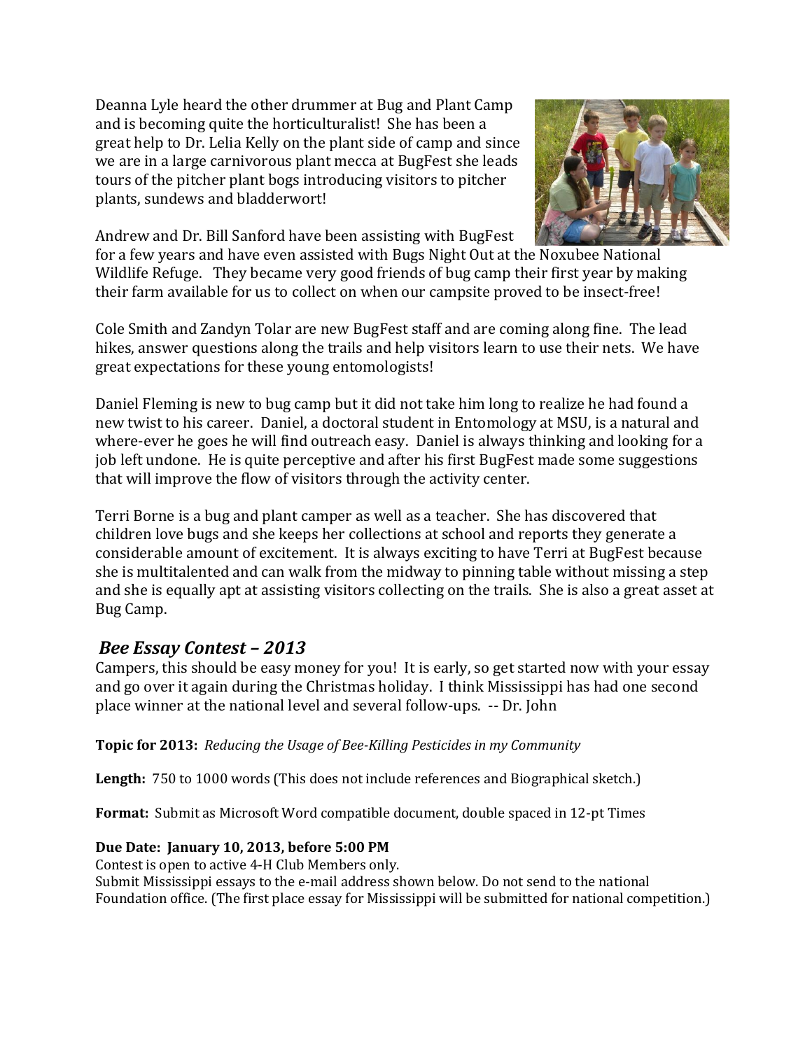Deanna Lyle heard the other drummer at Bug and Plant Camp and is becoming quite the horticulturalist! She has been a great help to Dr. Lelia Kelly on the plant side of camp and since we are in a large carnivorous plant mecca at BugFest she leads tours of the pitcher plant bogs introducing visitors to pitcher plants, sundews and bladderwort!

Andrew and Dr. Bill Sanford have been assisting with BugFest for a few years and have even assisted with Bugs Night Out at the Noxubee National Wildlife Refuge. They became very good friends of bug camp their first year by making their farm available for us to collect on when our campsite proved to be insect-free!

Cole Smith and Zandyn Tolar are new BugFest staff and are coming along fine. The lead hikes, answer questions along the trails and help visitors learn to use their nets. We have great expectations for these young entomologists!

Daniel Fleming is new to bug camp but it did not take him long to realize he had found a new twist to his career. Daniel, a doctoral student in Entomology at MSU, is a natural and where-ever he goes he will find outreach easy. Daniel is always thinking and looking for a job left undone. He is quite perceptive and after his first BugFest made some suggestions that will improve the flow of visitors through the activity center.

Terri Borne is a bug and plant camper as well as a teacher. She has discovered that children love bugs and she keeps her collections at school and reports they generate a considerable amount of excitement. It is always exciting to have Terri at BugFest because she is multitalented and can walk from the midway to pinning table without missing a step and she is equally apt at assisting visitors collecting on the trails. She is also a great asset at Bug Camp.

## *Bee Essay Contest – 2013*

Campers, this should be easy money for you! It is early, so get started now with your essay and go over it again during the Christmas holiday. I think Mississippi has had one second place winner at the national level and several follow-ups. -- Dr. John

**Topic for 2013:** *Reducing the Usage of Bee-Killing Pesticides in my Community*

**Length:** 750 to 1000 words (This does not include references and Biographical sketch.)

**Format:** Submit as Microsoft Word compatible document, double spaced in 12-pt Times

**Due Date: January 10, 2013, before 5:00 PM**
Contest is open to active 4-H Club Members only.
Submit Mississippi essays to the e-mail address shown below. Do not send to the national Foundation office. (The first place essay for Mississippi will be submitted for national competition.)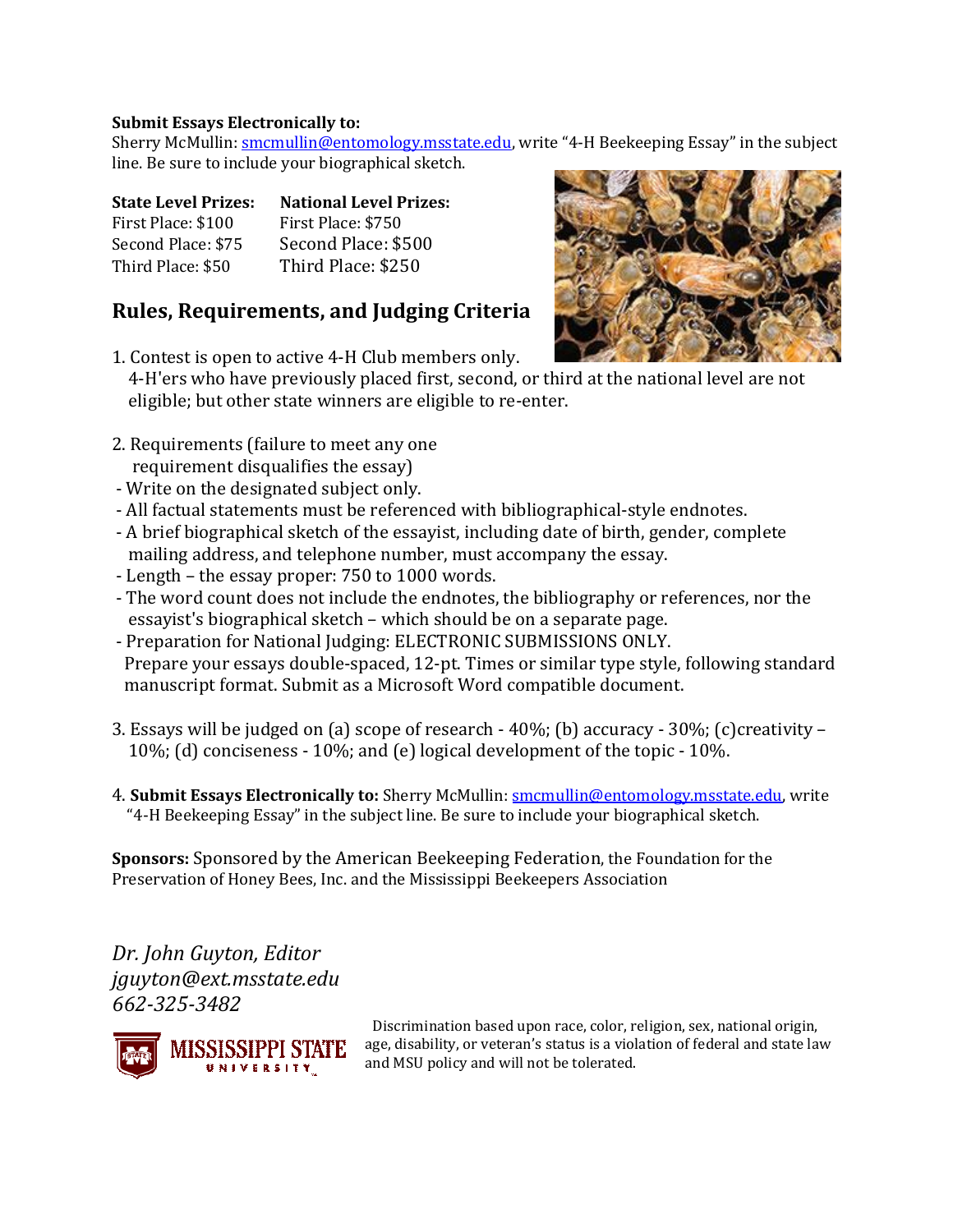**Submit Essays Electronically to:**
Sherry McMullin: smcmullin@entomology.msstate.edu, write "4-H Beekeeping Essay" in the subject line. Be sure to include your biographical sketch.

| **State Level Prizes:** | **National Level Prizes:** |
|---|---|
| First Place: $100 | First Place: $750 |
| Second Place: $75 | Second Place: $500 |
| Third Place: $50 | Third Place: $250 |

## Rules, Requirements, and Judging Criteria

1. Contest is open to active 4-H Club members only. 4-H'ers who have previously placed first, second, or third at the national level are not eligible; but other state winners are eligible to re-enter.

2. Requirements (failure to meet any one requirement disqualifies the essay)
   - Write on the designated subject only.
   - All factual statements must be referenced with bibliographical-style endnotes.
   - A brief biographical sketch of the essayist, including date of birth, gender, complete mailing address, and telephone number, must accompany the essay.
   - Length – the essay proper: 750 to 1000 words.
   - The word count does not include the endnotes, the bibliography or references, nor the essayist's biographical sketch – which should be on a separate page.
   - Preparation for National Judging: ELECTRONIC SUBMISSIONS ONLY. Prepare your essays double-spaced, 12-pt. Times or similar type style, following standard manuscript format. Submit as a Microsoft Word compatible document.

3. Essays will be judged on (a) scope of research - 40%; (b) accuracy - 30%; (c)creativity – 10%; (d) conciseness - 10%; and (e) logical development of the topic - 10%.

4. **Submit Essays Electronically to:** Sherry McMullin: smcmullin@entomology.msstate.edu, write "4-H Beekeeping Essay" in the subject line. Be sure to include your biographical sketch.

**Sponsors:** Sponsored by the American Beekeeping Federation, the Foundation for the Preservation of Honey Bees, Inc. and the Mississippi Beekeepers Association

*Dr. John Guyton, Editor*
*jguyton@ext.msstate.edu*
*662-325-3482*

MISSISSIPPI STATE UNIVERSITY

Discrimination based upon race, color, religion, sex, national origin, age, disability, or veteran's status is a violation of federal and state law and MSU policy and will not be tolerated.